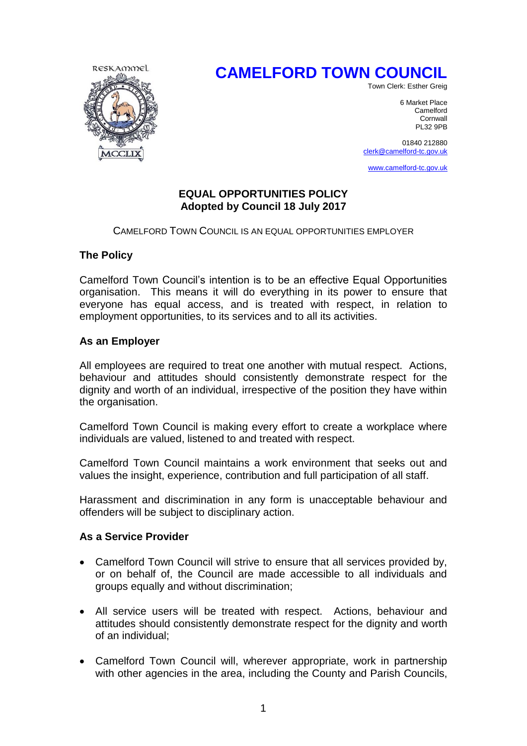RESKAMMEL

MCCLIX

# CAMELFORD TOWN COUNCIL

Town Clerk: Esther Greig

6 Market Place
Camelford
Cornwall
PL32 9PB

01840 212880
clerk@camelford-tc.gov.uk

www.camelford-tc.gov.uk

## EQUAL OPPORTUNITIES POLICY
## Adopted by Council 18 July 2017

CAMELFORD TOWN COUNCIL IS AN EQUAL OPPORTUNITIES EMPLOYER

### The Policy

Camelford Town Council's intention is to be an effective Equal Opportunities organisation. This means it will do everything in its power to ensure that everyone has equal access, and is treated with respect, in relation to employment opportunities, to its services and to all its activities.

### As an Employer

All employees are required to treat one another with mutual respect. Actions, behaviour and attitudes should consistently demonstrate respect for the dignity and worth of an individual, irrespective of the position they have within the organisation.

Camelford Town Council is making every effort to create a workplace where individuals are valued, listened to and treated with respect.

Camelford Town Council maintains a work environment that seeks out and values the insight, experience, contribution and full participation of all staff.

Harassment and discrimination in any form is unacceptable behaviour and offenders will be subject to disciplinary action.

### As a Service Provider

- Camelford Town Council will strive to ensure that all services provided by, or on behalf of, the Council are made accessible to all individuals and groups equally and without discrimination;
- All service users will be treated with respect. Actions, behaviour and attitudes should consistently demonstrate respect for the dignity and worth of an individual;
- Camelford Town Council will, wherever appropriate, work in partnership with other agencies in the area, including the County and Parish Councils,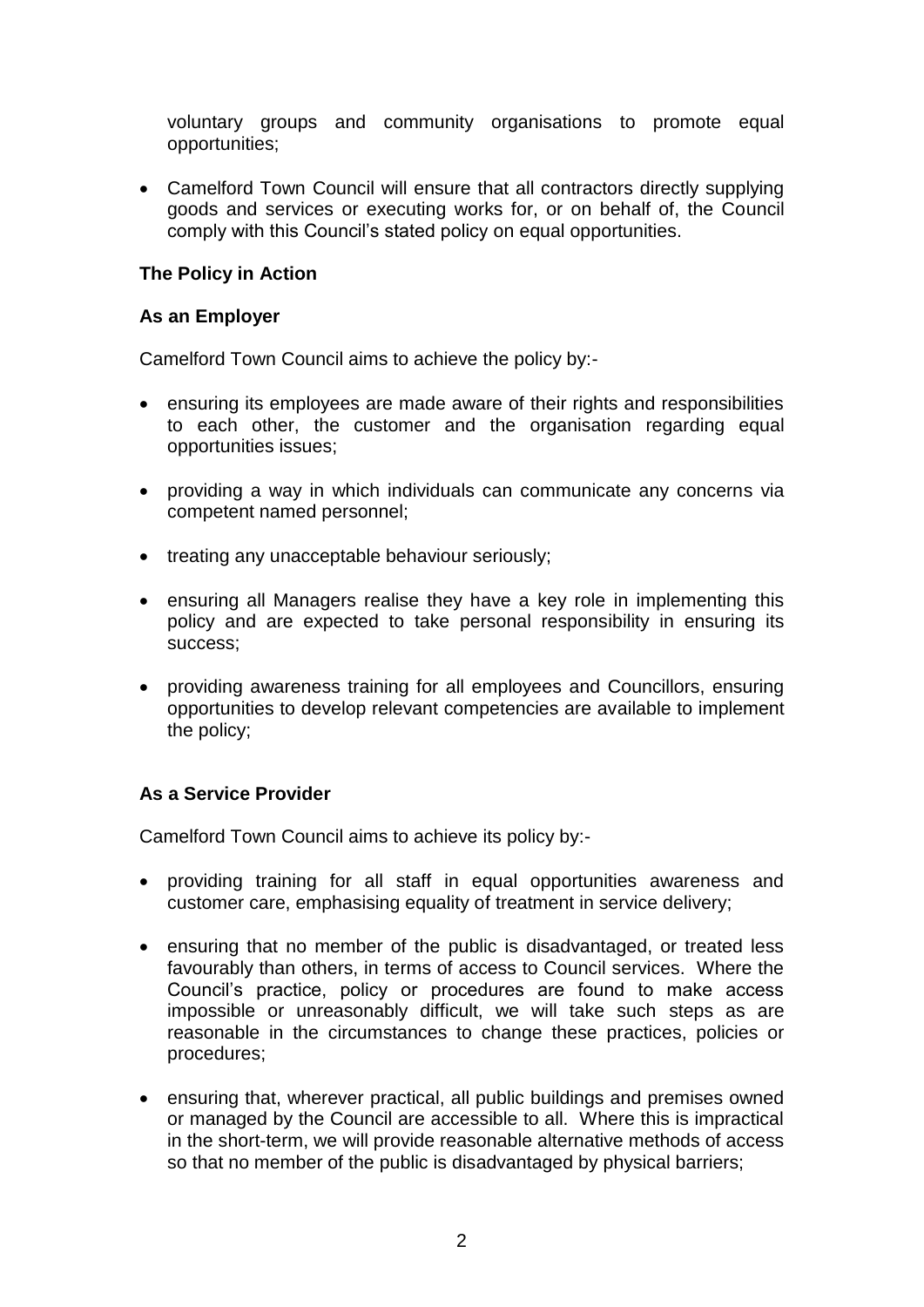voluntary groups and community organisations to promote equal opportunities;

- Camelford Town Council will ensure that all contractors directly supplying goods and services or executing works for, or on behalf of, the Council comply with this Council's stated policy on equal opportunities.

**The Policy in Action**

**As an Employer**

Camelford Town Council aims to achieve the policy by:-

- ensuring its employees are made aware of their rights and responsibilities to each other, the customer and the organisation regarding equal opportunities issues;
- providing a way in which individuals can communicate any concerns via competent named personnel;
- treating any unacceptable behaviour seriously;
- ensuring all Managers realise they have a key role in implementing this policy and are expected to take personal responsibility in ensuring its success;
- providing awareness training for all employees and Councillors, ensuring opportunities to develop relevant competencies are available to implement the policy;

**As a Service Provider**

Camelford Town Council aims to achieve its policy by:-

- providing training for all staff in equal opportunities awareness and customer care, emphasising equality of treatment in service delivery;
- ensuring that no member of the public is disadvantaged, or treated less favourably than others, in terms of access to Council services. Where the Council's practice, policy or procedures are found to make access impossible or unreasonably difficult, we will take such steps as are reasonable in the circumstances to change these practices, policies or procedures;
- ensuring that, wherever practical, all public buildings and premises owned or managed by the Council are accessible to all. Where this is impractical in the short-term, we will provide reasonable alternative methods of access so that no member of the public is disadvantaged by physical barriers;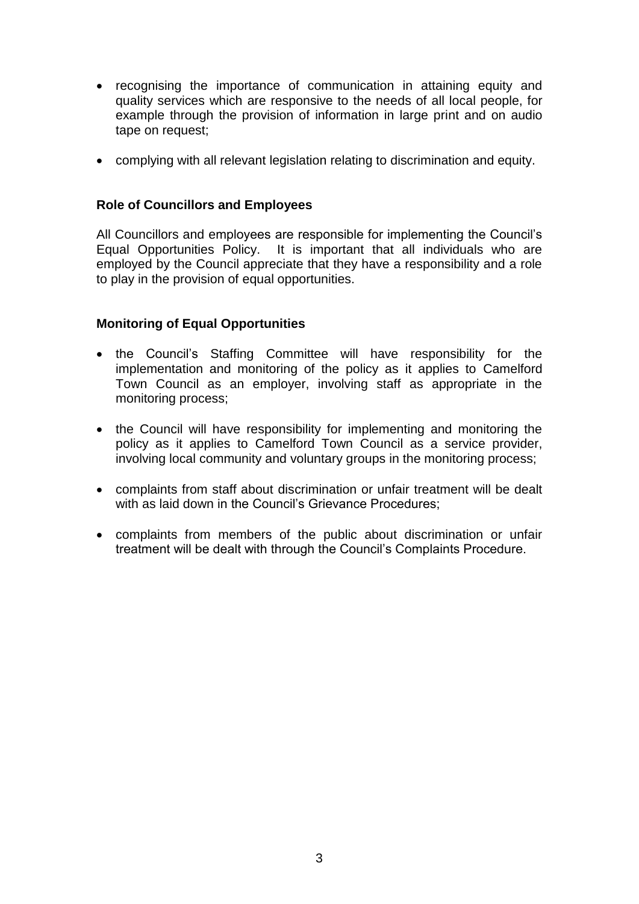- recognising the importance of communication in attaining equity and quality services which are responsive to the needs of all local people, for example through the provision of information in large print and on audio tape on request;

- complying with all relevant legislation relating to discrimination and equity.

**Role of Councillors and Employees**

All Councillors and employees are responsible for implementing the Council's Equal Opportunities Policy. It is important that all individuals who are employed by the Council appreciate that they have a responsibility and a role to play in the provision of equal opportunities.

**Monitoring of Equal Opportunities**

- the Council's Staffing Committee will have responsibility for the implementation and monitoring of the policy as it applies to Camelford Town Council as an employer, involving staff as appropriate in the monitoring process;

- the Council will have responsibility for implementing and monitoring the policy as it applies to Camelford Town Council as a service provider, involving local community and voluntary groups in the monitoring process;

- complaints from staff about discrimination or unfair treatment will be dealt with as laid down in the Council's Grievance Procedures;

- complaints from members of the public about discrimination or unfair treatment will be dealt with through the Council's Complaints Procedure.